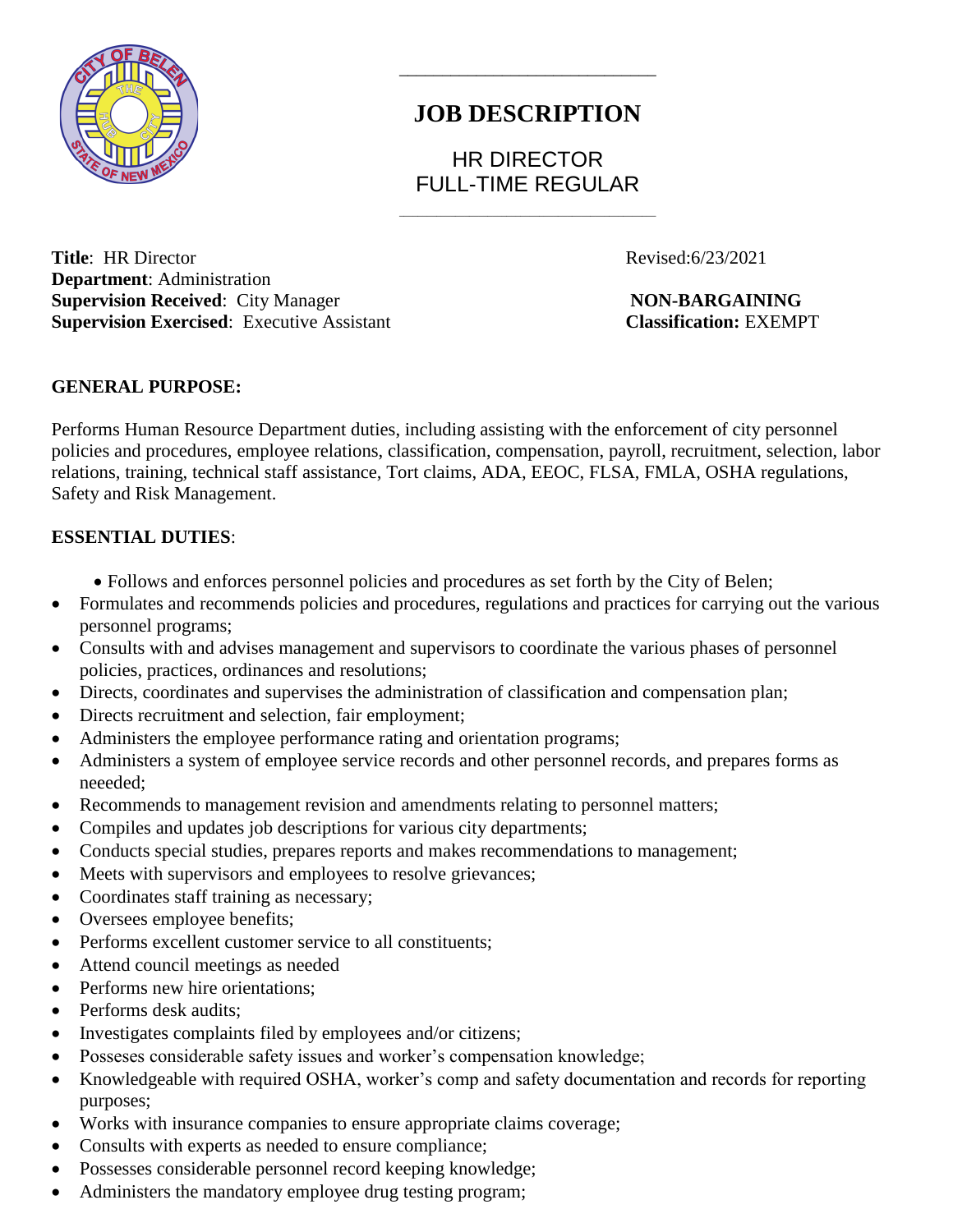# JOB DESCRIPTION

HR DIRECTOR
FULL-TIME REGULAR

**Title**: HR Director
**Department**: Administration
**Supervision Received**: City Manager
**Supervision Exercised**: Executive Assistant

Revised:6/23/2021

**NON-BARGAINING**
**Classification:** EXEMPT

**GENERAL PURPOSE:**

Performs Human Resource Department duties, including assisting with the enforcement of city personnel policies and procedures, employee relations, classification, compensation, payroll, recruitment, selection, labor relations, training, technical staff assistance, Tort claims, ADA, EEOC, FLSA, FMLA, OSHA regulations, Safety and Risk Management.

**ESSENTIAL DUTIES**:

- Follows and enforces personnel policies and procedures as set forth by the City of Belen;
- Formulates and recommends policies and procedures, regulations and practices for carrying out the various personnel programs;
- Consults with and advises management and supervisors to coordinate the various phases of personnel policies, practices, ordinances and resolutions;
- Directs, coordinates and supervises the administration of classification and compensation plan;
- Directs recruitment and selection, fair employment;
- Administers the employee performance rating and orientation programs;
- Administers a system of employee service records and other personnel records, and prepares forms as neeeded;
- Recommends to management revision and amendments relating to personnel matters;
- Compiles and updates job descriptions for various city departments;
- Conducts special studies, prepares reports and makes recommendations to management;
- Meets with supervisors and employees to resolve grievances;
- Coordinates staff training as necessary;
- Oversees employee benefits;
- Performs excellent customer service to all constituents;
- Attend council meetings as needed
- Performs new hire orientations;
- Performs desk audits;
- Investigates complaints filed by employees and/or citizens;
- Posseses considerable safety issues and worker's compensation knowledge;
- Knowledgeable with required OSHA, worker's comp and safety documentation and records for reporting purposes;
- Works with insurance companies to ensure appropriate claims coverage;
- Consults with experts as needed to ensure compliance;
- Possesses considerable personnel record keeping knowledge;
- Administers the mandatory employee drug testing program;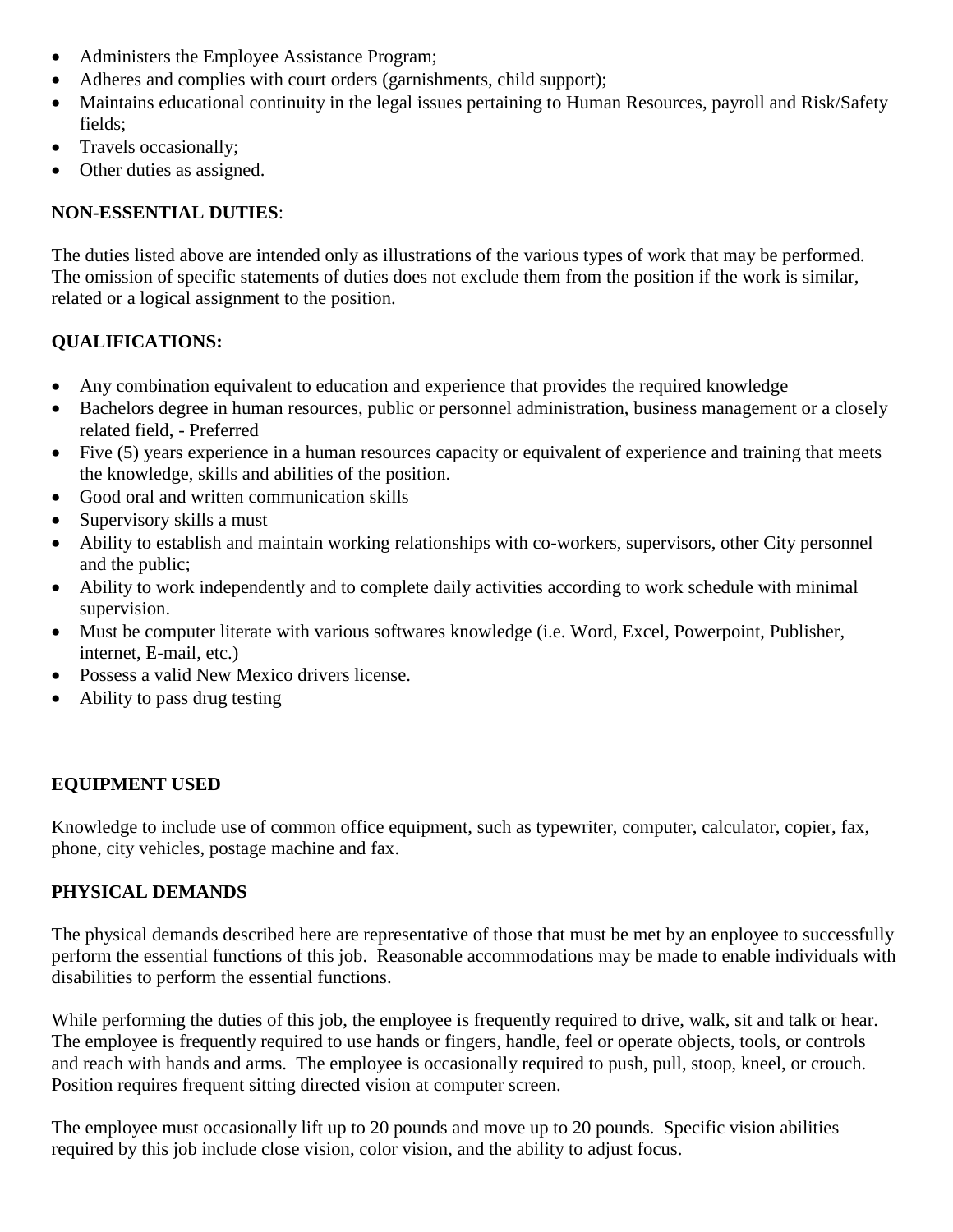- Administers the Employee Assistance Program;
- Adheres and complies with court orders (garnishments, child support);
- Maintains educational continuity in the legal issues pertaining to Human Resources, payroll and Risk/Safety fields;
- Travels occasionally;
- Other duties as assigned.

**NON-ESSENTIAL DUTIES**:

The duties listed above are intended only as illustrations of the various types of work that may be performed. The omission of specific statements of duties does not exclude them from the position if the work is similar, related or a logical assignment to the position.

**QUALIFICATIONS:**

- Any combination equivalent to education and experience that provides the required knowledge
- Bachelors degree in human resources, public or personnel administration, business management or a closely related field, - Preferred
- Five (5) years experience in a human resources capacity or equivalent of experience and training that meets the knowledge, skills and abilities of the position.
- Good oral and written communication skills
- Supervisory skills a must
- Ability to establish and maintain working relationships with co-workers, supervisors, other City personnel and the public;
- Ability to work independently and to complete daily activities according to work schedule with minimal supervision.
- Must be computer literate with various softwares knowledge (i.e. Word, Excel, Powerpoint, Publisher, internet, E-mail, etc.)
- Possess a valid New Mexico drivers license.
- Ability to pass drug testing

**EQUIPMENT USED**

Knowledge to include use of common office equipment, such as typewriter, computer, calculator, copier, fax, phone, city vehicles, postage machine and fax.

**PHYSICAL DEMANDS**

The physical demands described here are representative of those that must be met by an enployee to successfully perform the essential functions of this job. Reasonable accommodations may be made to enable individuals with disabilities to perform the essential functions.

While performing the duties of this job, the employee is frequently required to drive, walk, sit and talk or hear. The employee is frequently required to use hands or fingers, handle, feel or operate objects, tools, or controls and reach with hands and arms. The employee is occasionally required to push, pull, stoop, kneel, or crouch. Position requires frequent sitting directed vision at computer screen.

The employee must occasionally lift up to 20 pounds and move up to 20 pounds. Specific vision abilities required by this job include close vision, color vision, and the ability to adjust focus.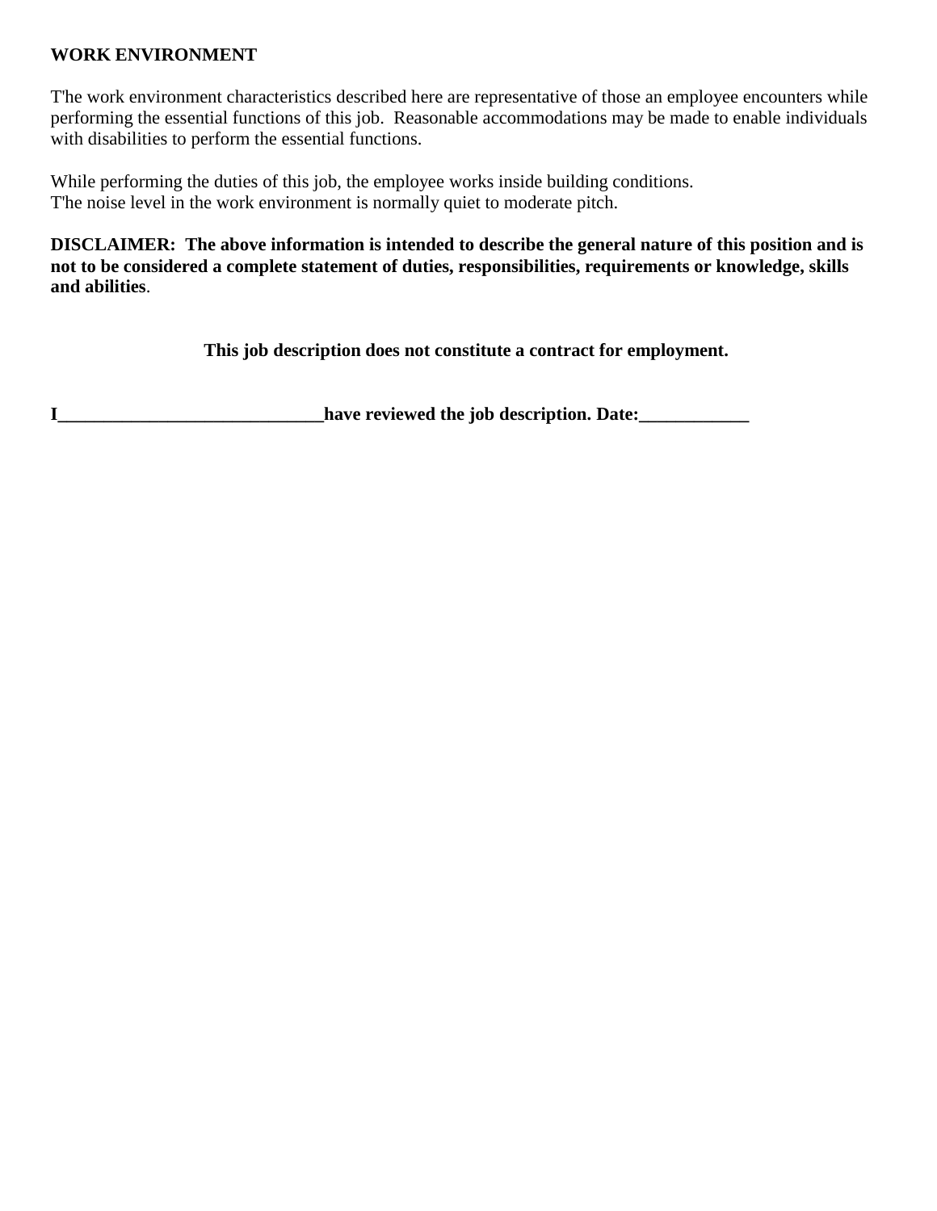**WORK ENVIRONMENT**

T'he work environment characteristics described here are representative of those an employee encounters while performing the essential functions of this job. Reasonable accommodations may be made to enable individuals with disabilities to perform the essential functions.

While performing the duties of this job, the employee works inside building conditions.
T'he noise level in the work environment is normally quiet to moderate pitch.

**DISCLAIMER: The above information is intended to describe the general nature of this position and is not to be considered a complete statement of duties, responsibilities, requirements or knowledge, skills and abilities**.

**This job description does not constitute a contract for employment.**

**I_____________________________have reviewed the job description. Date:____________**